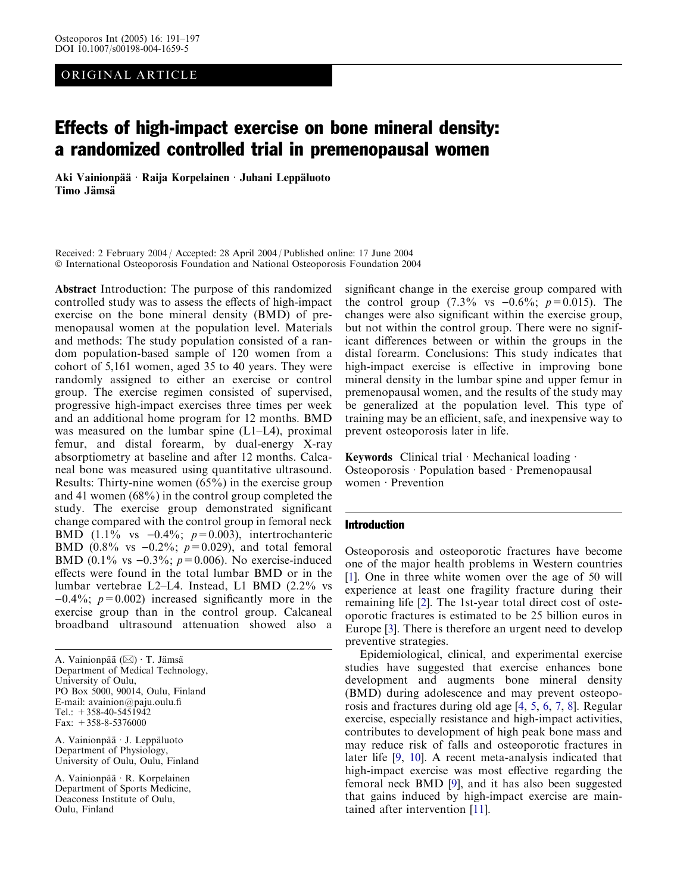ORIGINAL ARTICLE

# Effects of high-impact exercise on bone mineral density: a randomized controlled trial in premenopausal women

**Aki Vainionpää · Raija Korpelainen · Juhani Leppäluoto · Timo Jämsä**

Received: 2 February 2004 / Accepted: 28 April 2004 / Published online: 17 June 2004
© International Osteoporosis Foundation and National Osteoporosis Foundation 2004

**Abstract** Introduction: The purpose of this randomized controlled study was to assess the effects of high-impact exercise on the bone mineral density (BMD) of premenopausal women at the population level. Materials and methods: The study population consisted of a random population-based sample of 120 women from a cohort of 5,161 women, aged 35 to 40 years. They were randomly assigned to either an exercise or control group. The exercise regimen consisted of supervised, progressive high-impact exercises three times per week and an additional home program for 12 months. BMD was measured on the lumbar spine (L1–L4), proximal femur, and distal forearm, by dual-energy X-ray absorptiometry at baseline and after 12 months. Calcaneal bone was measured using quantitative ultrasound. Results: Thirty-nine women (65%) in the exercise group and 41 women (68%) in the control group completed the study. The exercise group demonstrated significant change compared with the control group in femoral neck BMD (1.1% vs −0.4%; $p=0.003$), intertrochanteric BMD (0.8% vs −0.2%; $p=0.029$), and total femoral BMD (0.1% vs −0.3%; $p=0.006$). No exercise-induced effects were found in the total lumbar BMD or in the lumbar vertebrae L2–L4. Instead, L1 BMD (2.2% vs −0.4%; $p=0.002$) increased significantly more in the exercise group than in the control group. Calcaneal broadband ultrasound attenuation showed also a significant change in the exercise group compared with the control group (7.3% vs −0.6%; $p=0.015$). The changes were also significant within the exercise group, but not within the control group. There were no significant differences between or within the groups in the distal forearm. Conclusions: This study indicates that high-impact exercise is effective in improving bone mineral density in the lumbar spine and upper femur in premenopausal women, and the results of the study may be generalized at the population level. This type of training may be an efficient, safe, and inexpensive way to prevent osteoporosis later in life.

**Keywords** Clinical trial · Mechanical loading · Osteoporosis · Population based · Premenopausal women · Prevention

A. Vainionpää (✉) · T. Jämsä
Department of Medical Technology,
University of Oulu,
PO Box 5000, 90014, Oulu, Finland
E-mail: avainion@paju.oulu.fi
Tel.: +358-40-5451942
Fax: +358-8-5376000

A. Vainionpää · J. Leppäluoto
Department of Physiology,
University of Oulu, Oulu, Finland

A. Vainionpää · R. Korpelainen
Department of Sports Medicine,
Deaconess Institute of Oulu,
Oulu, Finland

## Introduction

Osteoporosis and osteoporotic fractures have become one of the major health problems in Western countries [1]. One in three white women over the age of 50 will experience at least one fragility fracture during their remaining life [2]. The 1st-year total direct cost of osteoporotic fractures is estimated to be 25 billion euros in Europe [3]. There is therefore an urgent need to develop preventive strategies.

Epidemiological, clinical, and experimental exercise studies have suggested that exercise enhances bone development and augments bone mineral density (BMD) during adolescence and may prevent osteoporosis and fractures during old age [4, 5, 6, 7, 8]. Regular exercise, especially resistance and high-impact activities, contributes to development of high peak bone mass and may reduce risk of falls and osteoporotic fractures in later life [9, 10]. A recent meta-analysis indicated that high-impact exercise was most effective regarding the femoral neck BMD [9], and it has also been suggested that gains induced by high-impact exercise are maintained after intervention [11].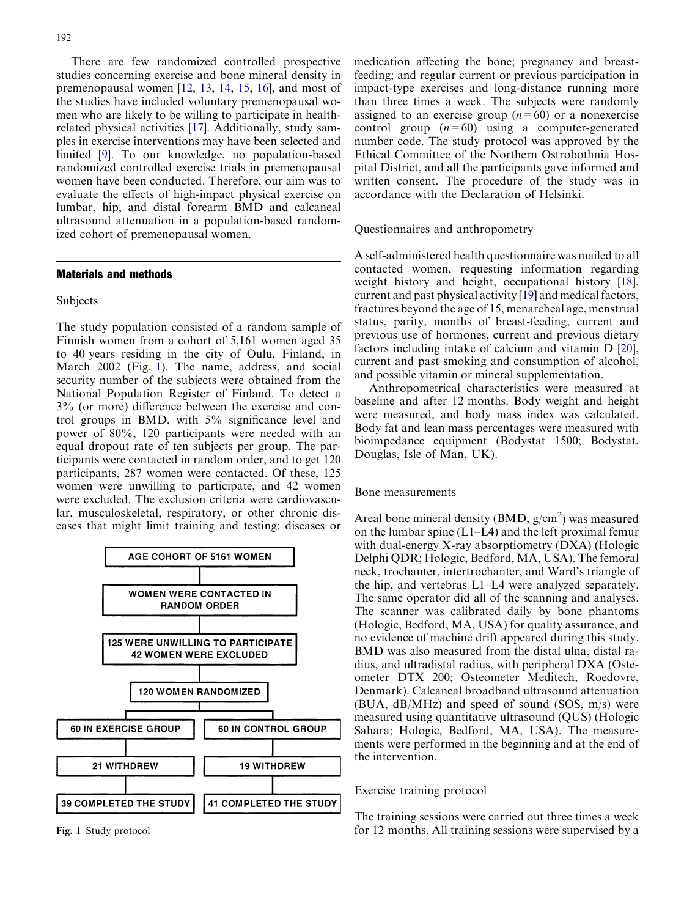There are few randomized controlled prospective studies concerning exercise and bone mineral density in premenopausal women [12, 13, 14, 15, 16], and most of the studies have included voluntary premenopausal women who are likely to be willing to participate in health-related physical activities [17]. Additionally, study samples in exercise interventions may have been selected and limited [9]. To our knowledge, no population-based randomized controlled exercise trials in premenopausal women have been conducted. Therefore, our aim was to evaluate the effects of high-impact physical exercise on lumbar, hip, and distal forearm BMD and calcaneal ultrasound attenuation in a population-based randomized cohort of premenopausal women.

## Materials and methods

### Subjects

The study population consisted of a random sample of Finnish women from a cohort of 5,161 women aged 35 to 40 years residing in the city of Oulu, Finland, in March 2002 (Fig. 1). The name, address, and social security number of the subjects were obtained from the National Population Register of Finland. To detect a 3% (or more) difference between the exercise and control groups in BMD, with 5% significance level and power of 80%, 120 participants were needed with an equal dropout rate of ten subjects per group. The participants were contacted in random order, and to get 120 participants, 287 women were contacted. Of these, 125 women were unwilling to participate, and 42 women were excluded. The exclusion criteria were cardiovascular, musculoskeletal, respiratory, or other chronic diseases that might limit training and testing; diseases or medication affecting the bone; pregnancy and breast-feeding; and regular current or previous participation in impact-type exercises and long-distance running more than three times a week. The subjects were randomly assigned to an exercise group ($n = 60$) or a nonexercise control group ($n = 60$) using a computer-generated number code. The study protocol was approved by the Ethical Committee of the Northern Ostrobothnia Hospital District, and all the participants gave informed and written consent. The procedure of the study was in accordance with the Declaration of Helsinki.

AGE COHORT OF 5161 WOMEN
→ WOMEN WERE CONTACTED IN RANDOM ORDER
→ 125 WERE UNWILLING TO PARTICIPATE / 42 WOMEN WERE EXCLUDED
→ 120 WOMEN RANDOMIZED
→ 60 IN EXERCISE GROUP → 21 WITHDREW → 39 COMPLETED THE STUDY
→ 60 IN CONTROL GROUP → 19 WITHDREW → 41 COMPLETED THE STUDY

**Fig. 1** Study protocol

### Questionnaires and anthropometry

A self-administered health questionnaire was mailed to all contacted women, requesting information regarding weight history and height, occupational history [18], current and past physical activity [19] and medical factors, fractures beyond the age of 15, menarcheal age, menstrual status, parity, months of breast-feeding, current and previous use of hormones, current and previous dietary factors including intake of calcium and vitamin D [20], current and past smoking and consumption of alcohol, and possible vitamin or mineral supplementation.

Anthropometrical characteristics were measured at baseline and after 12 months. Body weight and height were measured, and body mass index was calculated. Body fat and lean mass percentages were measured with bioimpedance equipment (Bodystat 1500; Bodystat, Douglas, Isle of Man, UK).

### Bone measurements

Areal bone mineral density (BMD, g/cm$^2$) was measured on the lumbar spine (L1–L4) and the left proximal femur with dual-energy X-ray absorptiometry (DXA) (Hologic Delphi QDR; Hologic, Bedford, MA, USA). The femoral neck, trochanter, intertrochanter, and Ward's triangle of the hip, and vertebras L1–L4 were analyzed separately. The same operator did all of the scanning and analyses. The scanner was calibrated daily by bone phantoms (Hologic, Bedford, MA, USA) for quality assurance, and no evidence of machine drift appeared during this study. BMD was also measured from the distal ulna, distal radius, and ultradistal radius, with peripheral DXA (Osteometer DTX 200; Osteometer Meditech, Roedovre, Denmark). Calcaneal broadband ultrasound attenuation (BUA, dB/MHz) and speed of sound (SOS, m/s) were measured using quantitative ultrasound (QUS) (Hologic Sahara; Hologic, Bedford, MA, USA). The measurements were performed in the beginning and at the end of the intervention.

### Exercise training protocol

The training sessions were carried out three times a week for 12 months. All training sessions were supervised by a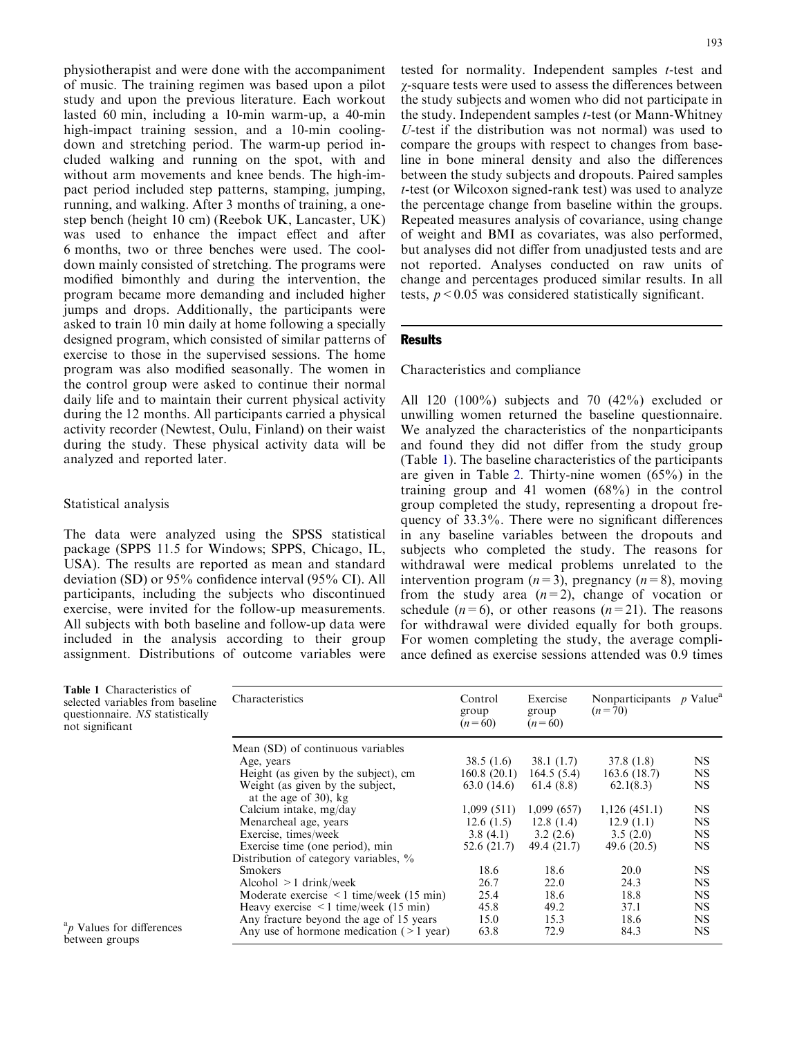physiotherapist and were done with the accompaniment of music. The training regimen was based upon a pilot study and upon the previous literature. Each workout lasted 60 min, including a 10-min warm-up, a 40-min high-impact training session, and a 10-min cooling-down and stretching period. The warm-up period included walking and running on the spot, with and without arm movements and knee bends. The high-impact period included step patterns, stamping, jumping, running, and walking. After 3 months of training, a one-step bench (height 10 cm) (Reebok UK, Lancaster, UK) was used to enhance the impact effect and after 6 months, two or three benches were used. The cool-down mainly consisted of stretching. The programs were modified bimonthly and during the intervention, the program became more demanding and included higher jumps and drops. Additionally, the participants were asked to train 10 min daily at home following a specially designed program, which consisted of similar patterns of exercise to those in the supervised sessions. The home program was also modified seasonally. The women in the control group were asked to continue their normal daily life and to maintain their current physical activity during the 12 months. All participants carried a physical activity recorder (Newtest, Oulu, Finland) on their waist during the study. These physical activity data will be analyzed and reported later.

### Statistical analysis

The data were analyzed using the SPSS statistical package (SPPS 11.5 for Windows; SPPS, Chicago, IL, USA). The results are reported as mean and standard deviation (SD) or 95% confidence interval (95% CI). All participants, including the subjects who discontinued exercise, were invited for the follow-up measurements. All subjects with both baseline and follow-up data were included in the analysis according to their group assignment. Distributions of outcome variables were tested for normality. Independent samples *t*-test and $\chi$-square tests were used to assess the differences between the study subjects and women who did not participate in the study. Independent samples *t*-test (or Mann-Whitney *U*-test if the distribution was not normal) was used to compare the groups with respect to changes from baseline in bone mineral density and also the differences between the study subjects and dropouts. Paired samples *t*-test (or Wilcoxon signed-rank test) was used to analyze the percentage change from baseline within the groups. Repeated measures analysis of covariance, using change of weight and BMI as covariates, was also performed, but analyses did not differ from unadjusted tests and are not reported. Analyses conducted on raw units of change and percentages produced similar results. In all tests, $p < 0.05$ was considered statistically significant.

## Results

### Characteristics and compliance

All 120 (100%) subjects and 70 (42%) excluded or unwilling women returned the baseline questionnaire. We analyzed the characteristics of the nonparticipants and found they did not differ from the study group (Table 1). The baseline characteristics of the participants are given in Table 2. Thirty-nine women (65%) in the training group and 41 women (68%) in the control group completed the study, representing a dropout frequency of 33.3%. There were no significant differences in any baseline variables between the dropouts and subjects who completed the study. The reasons for withdrawal were medical problems unrelated to the intervention program ($n = 3$), pregnancy ($n = 8$), moving from the study area ($n = 2$), change of vocation or schedule ($n = 6$), or other reasons ($n = 21$). The reasons for withdrawal were divided equally for both groups. For women completing the study, the average compliance defined as exercise sessions attended was 0.9 times

**Table 1** Characteristics of selected variables from baseline questionnaire. *NS* statistically not significant

| Characteristics | Control group ($n = 60$) | Exercise group ($n = 60$) | Nonparticipants ($n = 70$) | *p* Value[a] |
|---|---|---|---|---|
| Mean (SD) of continuous variables | | | | |
| Age, years | 38.5 (1.6) | 38.1 (1.7) | 37.8 (1.8) | NS |
| Height (as given by the subject), cm | 160.8 (20.1) | 164.5 (5.4) | 163.6 (18.7) | NS |
| Weight (as given by the subject, at the age of 30), kg | 63.0 (14.6) | 61.4 (8.8) | 62.1(8.3) | NS |
| Calcium intake, mg/day | 1,099 (511) | 1,099 (657) | 1,126 (451.1) | NS |
| Menarcheal age, years | 12.6 (1.5) | 12.8 (1.4) | 12.9 (1.1) | NS |
| Exercise, times/week | 3.8 (4.1) | 3.2 (2.6) | 3.5 (2.0) | NS |
| Exercise time (one period), min | 52.6 (21.7) | 49.4 (21.7) | 49.6 (20.5) | NS |
| Distribution of category variables, % | | | | |
| Smokers | 18.6 | 18.6 | 20.0 | NS |
| Alcohol > 1 drink/week | 26.7 | 22.0 | 24.3 | NS |
| Moderate exercise < 1 time/week (15 min) | 25.4 | 18.6 | 18.8 | NS |
| Heavy exercise < 1 time/week (15 min) | 45.8 | 49.2 | 37.1 | NS |
| Any fracture beyond the age of 15 years | 15.0 | 15.3 | 18.6 | NS |
| Any use of hormone medication (> 1 year) | 63.8 | 72.9 | 84.3 | NS |

[a] *p* Values for differences between groups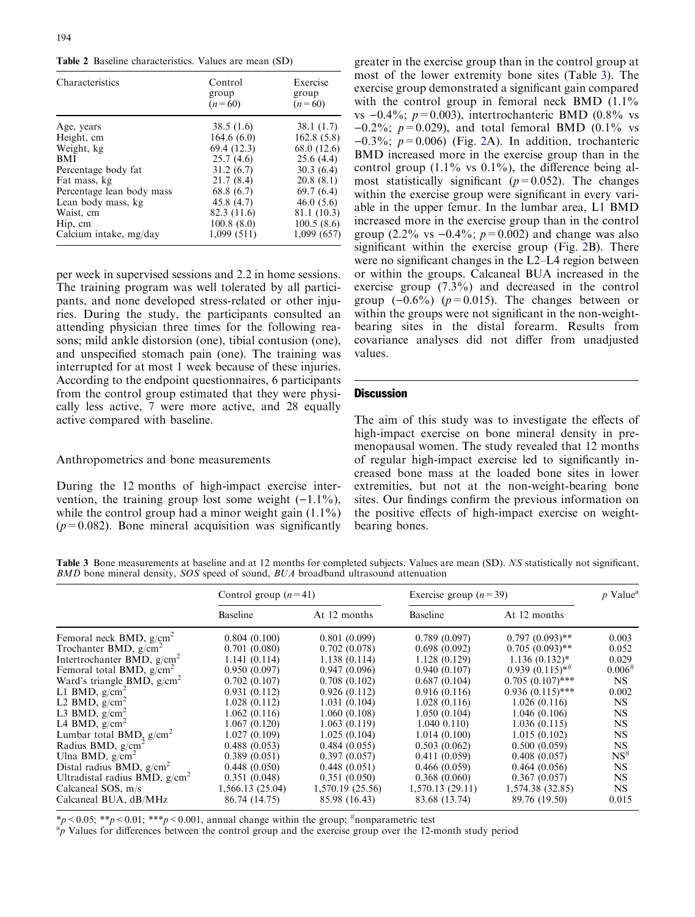**Table 2** Baseline characteristics. Values are mean (SD)

| Characteristics | Control group (n = 60) | Exercise group (n = 60) |
|---|---|---|
| Age, years | 38.5 (1.6) | 38.1 (1.7) |
| Height, cm | 164.6 (6.0) | 162.8 (5.8) |
| Weight, kg | 69.4 (12.3) | 68.0 (12.6) |
| BMI | 25.7 (4.6) | 25.6 (4.4) |
| Percentage body fat | 31.2 (6.7) | 30.3 (6.4) |
| Fat mass, kg | 21.7 (8.4) | 20.8 (8.1) |
| Percentage lean body mass | 68.8 (6.7) | 69.7 (6.4) |
| Lean body mass, kg | 45.8 (4.7) | 46.0 (5.6) |
| Waist, cm | 82.3 (11.6) | 81.1 (10.3) |
| Hip, cm | 100.8 (8.0) | 100.5 (8.6) |
| Calcium intake, mg/day | 1,099 (511) | 1,099 (657) |

per week in supervised sessions and 2.2 in home sessions. The training program was well tolerated by all participants, and none developed stress-related or other injuries. During the study, the participants consulted an attending physician three times for the following reasons; mild ankle distorsion (one), tibial contusion (one), and unspecified stomach pain (one). The training was interrupted for at most 1 week because of these injuries. According to the endpoint questionnaires, 6 participants from the control group estimated that they were physically less active, 7 were more active, and 28 equally active compared with baseline.

### Anthropometrics and bone measurements

During the 12 months of high-impact exercise intervention, the training group lost some weight (−1.1%), while the control group had a minor weight gain (1.1%) ($p = 0.082$). Bone mineral acquisition was significantly greater in the exercise group than in the control group at most of the lower extremity bone sites (Table 3). The exercise group demonstrated a significant gain compared with the control group in femoral neck BMD (1.1% vs −0.4%; $p = 0.003$), intertrochanteric BMD (0.8% vs −0.2%; $p = 0.029$), and total femoral BMD (0.1% vs −0.3%; $p = 0.006$) (Fig. 2A). In addition, trochanteric BMD increased more in the exercise group than in the control group (1.1% vs 0.1%), the difference being almost statistically significant ($p = 0.052$). The changes within the exercise group were significant in every variable in the upper femur. In the lumbar area, L1 BMD increased more in the exercise group than in the control group (2.2% vs −0.4%; $p = 0.002$) and change was also significant within the exercise group (Fig. 2B). There were no significant changes in the L2–L4 region between or within the groups. Calcaneal BUA increased in the exercise group (7.3%) and decreased in the control group (−0.6%) ($p = 0.015$). The changes between or within the groups were not significant in the non-weight-bearing sites in the distal forearm. Results from covariance analyses did not differ from unadjusted values.

## Discussion

The aim of this study was to investigate the effects of high-impact exercise on bone mineral density in premenopausal women. The study revealed that 12 months of regular high-impact exercise led to significantly increased bone mass at the loaded bone sites in lower extremities, but not at the non-weight-bearing bone sites. Our findings confirm the previous information on the positive effects of high-impact exercise on weight-bearing bones.

**Table 3** Bone measurements at baseline and at 12 months for completed subjects. Values are mean (SD). *NS* statistically not significant, *BMD* bone mineral density, *SOS* speed of sound, *BUA* broadband ultrasound attenuation

| | Control group (n = 41) | | Exercise group (n = 39) | | p Value[a] |
|---|---|---|---|---|---|
| | Baseline | At 12 months | Baseline | At 12 months | |
| Femoral neck BMD, $g/cm^2$ | 0.804 (0.100) | 0.801 (0.099) | 0.789 (0.097) | 0.797 (0.093)** | 0.003 |
| Trochanter BMD, $g/cm^2$ | 0.701 (0.080) | 0.702 (0.078) | 0.698 (0.092) | 0.705 (0.093)** | 0.052 |
| Intertrochanter BMD, $g/cm^2$ | 1.141 (0.114) | 1.138 (0.114) | 1.128 (0.129) | 1.136 (0.132)* | 0.029 |
| Femoral total BMD, $g/cm^2$ | 0.950 (0.097) | 0.947 (0.096) | 0.940 (0.107) | 0.939 (0.115)*# | 0.006# |
| Ward's triangle BMD, $g/cm^2$ | 0.702 (0.107) | 0.708 (0.102) | 0.687 (0.104) | 0.705 (0.107)*** | NS |
| L1 BMD, $g/cm^2$ | 0.931 (0.112) | 0.926 (0.112) | 0.916 (0.116) | 0.936 (0.115)*** | 0.002 |
| L2 BMD, $g/cm^2$ | 1.028 (0.112) | 1.031 (0.104) | 1.028 (0.116) | 1.026 (0.116) | NS |
| L3 BMD, $g/cm^2$ | 1.062 (0.116) | 1.060 (0.108) | 1.050 (0.104) | 1.046 (0.106) | NS |
| L4 BMD, $g/cm^2$ | 1.067 (0.120) | 1.063 (0.119) | 1.040 0.110) | 1.036 (0.115) | NS |
| Lumbar total BMD, $g/cm^2$ | 1.027 (0.109) | 1.025 (0.104) | 1.014 (0.100) | 1.015 (0.102) | NS |
| Radius BMD, $g/cm^2$ | 0.488 (0.053) | 0.484 (0.055) | 0.503 (0.062) | 0.500 (0.059) | NS |
| Ulna BMD, $g/cm^2$ | 0.389 (0.051) | 0.397 (0.057) | 0.411 (0.059) | 0.408 (0.057) | NS# |
| Distal radius BMD, $g/cm^2$ | 0.448 (0.050) | 0.448 (0.051) | 0.466 (0.059) | 0.464 (0.056) | NS |
| Ultradistal radius BMD, $g/cm^2$ | 0.351 (0.048) | 0.351 (0.050) | 0.368 (0.060) | 0.367 (0.057) | NS |
| Calcaneal SOS, m/s | 1,566.13 (25.04) | 1,570.19 (25.56) | 1,570.13 (29.11) | 1,574.38 (32.85) | NS |
| Calcaneal BUA, dB/MHz | 86.74 (14.75) | 85.98 (16.43) | 83.68 (13.74) | 89.76 (19.50) | 0.015 |

*$p < 0.05$; **$p < 0.01$; ***$p < 0.001$, annual change within the group; #nonparametric test

[a] p Values for differences between the control group and the exercise group over the 12-month study period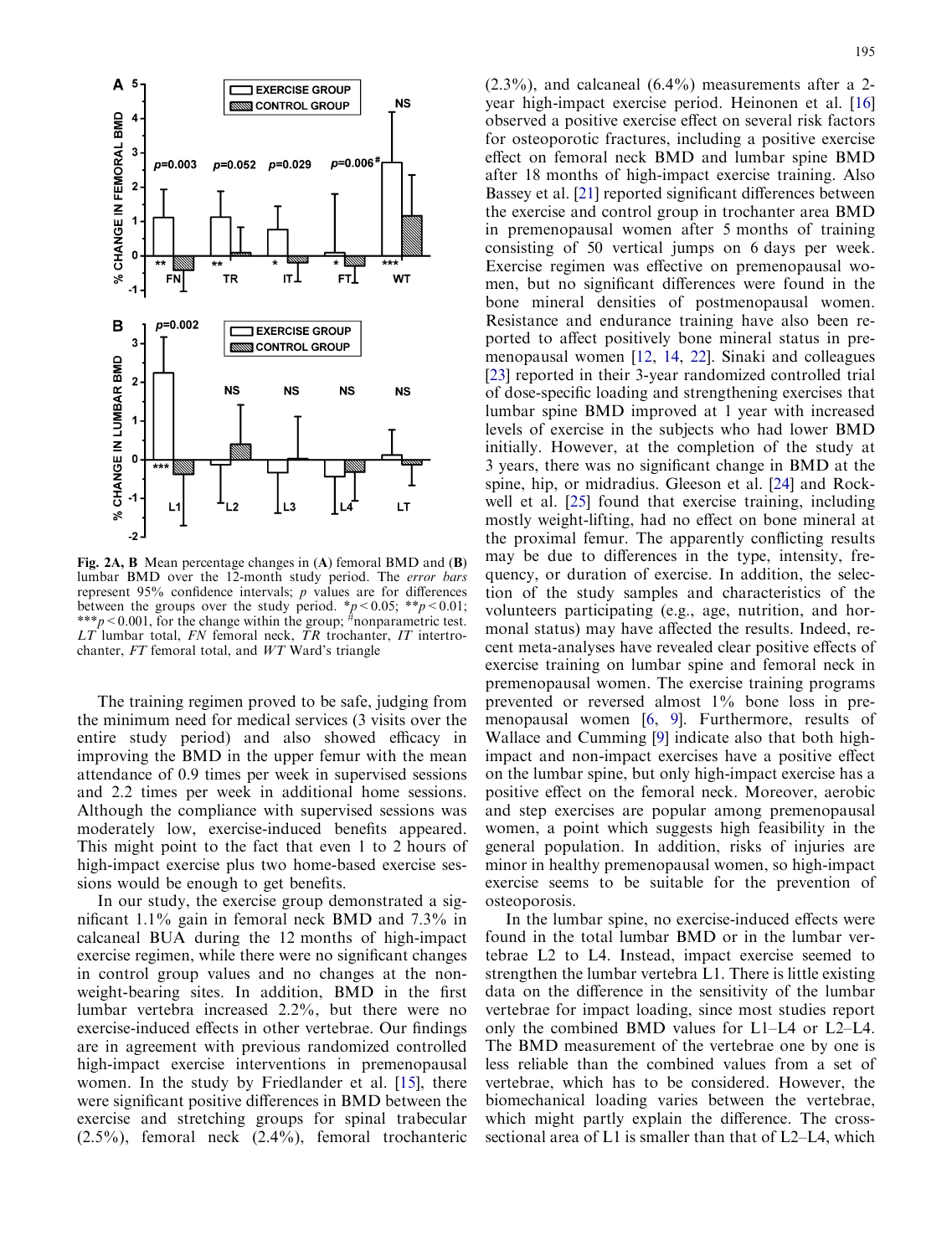Fig. 2A, B Mean percentage changes in (A) femoral BMD and (B) lumbar BMD over the 12-month study period. The *error bars* represent 95% confidence intervals; *p* values are for differences between the groups over the study period. $^{*}p<0.05$; $^{**}p<0.01$; $^{***}p<0.001$, for the change within the group; [#]nonparametric test. *LT* lumbar total, *FN* femoral neck, *TR* trochanter, *IT* intertrochanter, *FT* femoral total, and *WT* Ward's triangle

The training regimen proved to be safe, judging from the minimum need for medical services (3 visits over the entire study period) and also showed efficacy in improving the BMD in the upper femur with the mean attendance of 0.9 times per week in supervised sessions and 2.2 times per week in additional home sessions. Although the compliance with supervised sessions was moderately low, exercise-induced benefits appeared. This might point to the fact that even 1 to 2 hours of high-impact exercise plus two home-based exercise sessions would be enough to get benefits.

In our study, the exercise group demonstrated a significant 1.1% gain in femoral neck BMD and 7.3% in calcaneal BUA during the 12 months of high-impact exercise regimen, while there were no significant changes in control group values and no changes at the non-weight-bearing sites. In addition, BMD in the first lumbar vertebra increased 2.2%, but there were no exercise-induced effects in other vertebrae. Our findings are in agreement with previous randomized controlled high-impact exercise interventions in premenopausal women. In the study by Friedlander et al. [15], there were significant positive differences in BMD between the exercise and stretching groups for spinal trabecular (2.5%), femoral neck (2.4%), femoral trochanteric (2.3%), and calcaneal (6.4%) measurements after a 2-year high-impact exercise period. Heinonen et al. [16] observed a positive exercise effect on several risk factors for osteoporotic fractures, including a positive exercise effect on femoral neck BMD and lumbar spine BMD after 18 months of high-impact exercise training. Also Bassey et al. [21] reported significant differences between the exercise and control group in trochanter area BMD in premenopausal women after 5 months of training consisting of 50 vertical jumps on 6 days per week. Exercise regimen was effective on premenopausal women, but no significant differences were found in the bone mineral densities of postmenopausal women. Resistance and endurance training have also been reported to affect positively bone mineral status in premenopausal women [12, 14, 22]. Sinaki and colleagues [23] reported in their 3-year randomized controlled trial of dose-specific loading and strengthening exercises that lumbar spine BMD improved at 1 year with increased levels of exercise in the subjects who had lower BMD initially. However, at the completion of the study at 3 years, there was no significant change in BMD at the spine, hip, or midradius. Gleeson et al. [24] and Rockwell et al. [25] found that exercise training, including mostly weight-lifting, had no effect on bone mineral at the proximal femur. The apparently conflicting results may be due to differences in the type, intensity, frequency, or duration of exercise. In addition, the selection of the study samples and characteristics of the volunteers participating (e.g., age, nutrition, and hormonal status) may have affected the results. Indeed, recent meta-analyses have revealed clear positive effects of exercise training on lumbar spine and femoral neck in premenopausal women. The exercise training programs prevented or reversed almost 1% bone loss in premenopausal women [6, 9]. Furthermore, results of Wallace and Cumming [9] indicate also that both high-impact and non-impact exercises have a positive effect on the lumbar spine, but only high-impact exercise has a positive effect on the femoral neck. Moreover, aerobic and step exercises are popular among premenopausal women, a point which suggests high feasibility in the general population. In addition, risks of injuries are minor in healthy premenopausal women, so high-impact exercise seems to be suitable for the prevention of osteoporosis.

In the lumbar spine, no exercise-induced effects were found in the total lumbar BMD or in the lumbar vertebrae L2 to L4. Instead, impact exercise seemed to strengthen the lumbar vertebra L1. There is little existing data on the difference in the sensitivity of the lumbar vertebrae for impact loading, since most studies report only the combined BMD values for L1–L4 or L2–L4. The BMD measurement of the vertebrae one by one is less reliable than the combined values from a set of vertebrae, which has to be considered. However, the biomechanical loading varies between the vertebrae, which might partly explain the difference. The cross-sectional area of L1 is smaller than that of L2–L4, which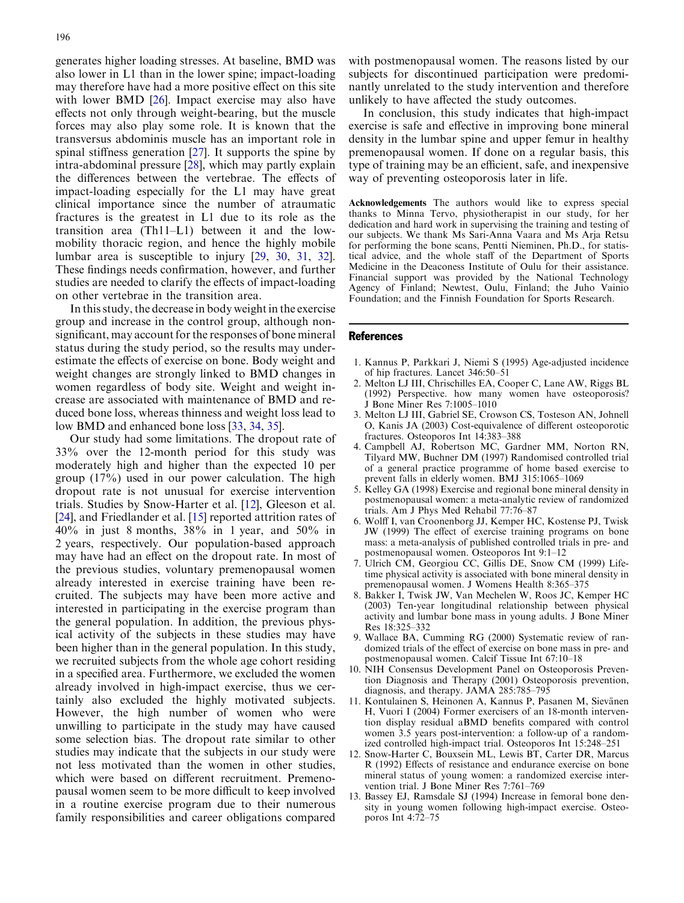generates higher loading stresses. At baseline, BMD was also lower in L1 than in the lower spine; impact-loading may therefore have had a more positive effect on this site with lower BMD [26]. Impact exercise may also have effects not only through weight-bearing, but the muscle forces may also play some role. It is known that the transversus abdominis muscle has an important role in spinal stiffness generation [27]. It supports the spine by intra-abdominal pressure [28], which may partly explain the differences between the vertebrae. The effects of impact-loading especially for the L1 may have great clinical importance since the number of atraumatic fractures is the greatest in L1 due to its role as the transition area (Th11–L1) between it and the low-mobility thoracic region, and hence the highly mobile lumbar area is susceptible to injury [29, 30, 31, 32]. These findings needs confirmation, however, and further studies are needed to clarify the effects of impact-loading on other vertebrae in the transition area.

In this study, the decrease in body weight in the exercise group and increase in the control group, although non-significant, may account for the responses of bone mineral status during the study period, so the results may underestimate the effects of exercise on bone. Body weight and weight changes are strongly linked to BMD changes in women regardless of body site. Weight and weight increase are associated with maintenance of BMD and reduced bone loss, whereas thinness and weight loss lead to low BMD and enhanced bone loss [33, 34, 35].

Our study had some limitations. The dropout rate of 33% over the 12-month period for this study was moderately high and higher than the expected 10 per group (17%) used in our power calculation. The high dropout rate is not unusual for exercise intervention trials. Studies by Snow-Harter et al. [12], Gleeson et al. [24], and Friedlander et al. [15] reported attrition rates of 40% in just 8 months, 38% in 1 year, and 50% in 2 years, respectively. Our population-based approach may have had an effect on the dropout rate. In most of the previous studies, voluntary premenopausal women already interested in exercise training have been recruited. The subjects may have been more active and interested in participating in the exercise program than the general population. In addition, the previous physical activity of the subjects in these studies may have been higher than in the general population. In this study, we recruited subjects from the whole age cohort residing in a specified area. Furthermore, we excluded the women already involved in high-impact exercise, thus we certainly also excluded the highly motivated subjects. However, the high number of women who were unwilling to participate in the study may have caused some selection bias. The dropout rate similar to other studies may indicate that the subjects in our study were not less motivated than the women in other studies, which were based on different recruitment. Premenopausal women seem to be more difficult to keep involved in a routine exercise program due to their numerous family responsibilities and career obligations compared with postmenopausal women. The reasons listed by our subjects for discontinued participation were predominantly unrelated to the study intervention and therefore unlikely to have affected the study outcomes.

In conclusion, this study indicates that high-impact exercise is safe and effective in improving bone mineral density in the lumbar spine and upper femur in healthy premenopausal women. If done on a regular basis, this type of training may be an efficient, safe, and inexpensive way of preventing osteoporosis later in life.

**Acknowledgements** The authors would like to express special thanks to Minna Tervo, physiotherapist in our study, for her dedication and hard work in supervising the training and testing of our subjects. We thank Ms Sari-Anna Vaara and Ms Arja Retsu for performing the bone scans, Pentti Nieminen, Ph.D., for statistical advice, and the whole staff of the Department of Sports Medicine in the Deaconess Institute of Oulu for their assistance. Financial support was provided by the National Technology Agency of Finland; Newtest, Oulu, Finland; the Juho Vainio Foundation; and the Finnish Foundation for Sports Research.

## References

1. Kannus P, Parkkari J, Niemi S (1995) Age-adjusted incidence of hip fractures. Lancet 346:50–51
2. Melton LJ III, Chrischilles EA, Cooper C, Lane AW, Riggs BL (1992) Perspective. how many women have osteoporosis? J Bone Miner Res 7:1005–1010
3. Melton LJ III, Gabriel SE, Crowson CS, Tosteson AN, Johnell O, Kanis JA (2003) Cost-equivalence of different osteoporotic fractures. Osteoporos Int 14:383–388
4. Campbell AJ, Robertson MC, Gardner MM, Norton RN, Tilyard MW, Buchner DM (1997) Randomised controlled trial of a general practice programme of home based exercise to prevent falls in elderly women. BMJ 315:1065–1069
5. Kelley GA (1998) Exercise and regional bone mineral density in postmenopausal women: a meta-analytic review of randomized trials. Am J Phys Med Rehabil 77:76–87
6. Wolff I, van Croonenborg JJ, Kemper HC, Kostense PJ, Twisk JW (1999) The effect of exercise training programs on bone mass: a meta-analysis of published controlled trials in pre- and postmenopausal women. Osteoporos Int 9:1–12
7. Ulrich CM, Georgiou CC, Gillis DE, Snow CM (1999) Lifetime physical activity is associated with bone mineral density in premenopausal women. J Womens Health 8:365–375
8. Bakker I, Twisk JW, Van Mechelen W, Roos JC, Kemper HC (2003) Ten-year longitudinal relationship between physical activity and lumbar bone mass in young adults. J Bone Miner Res 18:325–332
9. Wallace BA, Cumming RG (2000) Systematic review of randomized trials of the effect of exercise on bone mass in pre- and postmenopausal women. Calcif Tissue Int 67:10–18
10. NIH Consensus Development Panel on Osteoporosis Prevention Diagnosis and Therapy (2001) Osteoporosis prevention, diagnosis, and therapy. JAMA 285:785–795
11. Kontulainen S, Heinonen A, Kannus P, Pasanen M, Sievänen H, Vuori I (2004) Former exercisers of an 18-month intervention display residual aBMD benefits compared with control women 3.5 years post-intervention: a follow-up of a randomized controlled high-impact trial. Osteoporos Int 15:248–251
12. Snow-Harter C, Bouxsein ML, Lewis BT, Carter DR, Marcus R (1992) Effects of resistance and endurance exercise on bone mineral status of young women: a randomized exercise intervention trial. J Bone Miner Res 7:761–769
13. Bassey EJ, Ramsdale SJ (1994) Increase in femoral bone density in young women following high-impact exercise. Osteoporos Int 4:72–75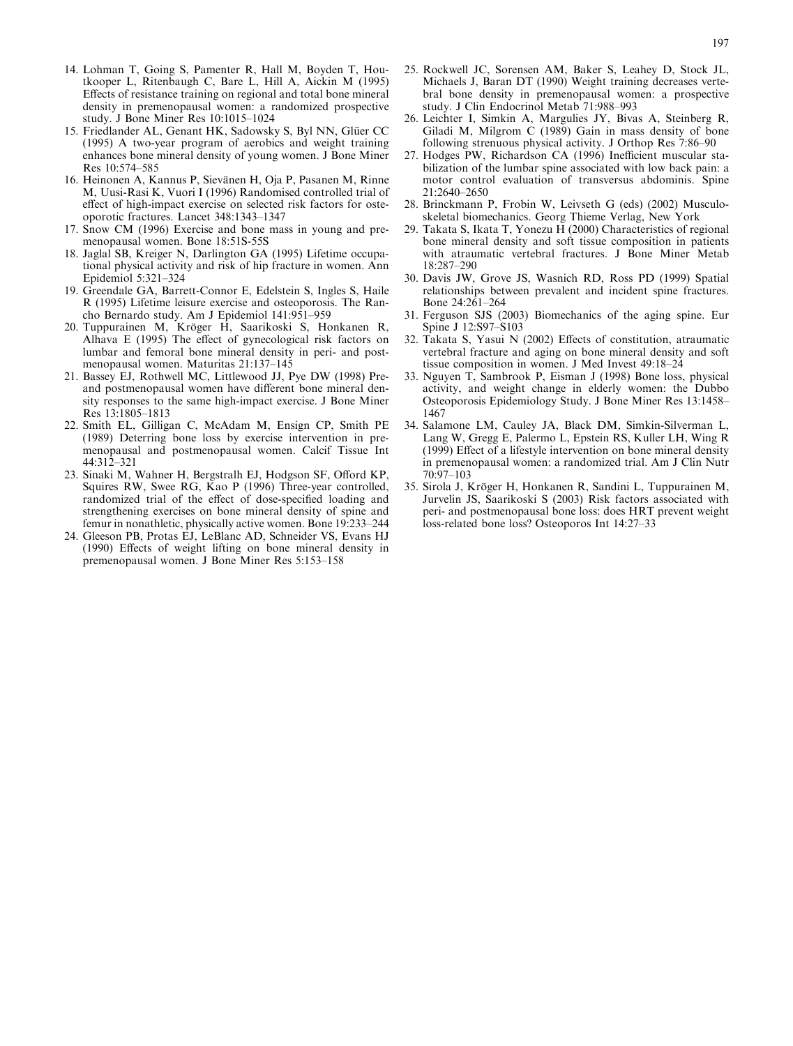14. Lohman T, Going S, Pamenter R, Hall M, Boyden T, Houtkooper L, Ritenbaugh C, Bare L, Hill A, Aickin M (1995) Effects of resistance training on regional and total bone mineral density in premenopausal women: a randomized prospective study. J Bone Miner Res 10:1015–1024
15. Friedlander AL, Genant HK, Sadowsky S, Byl NN, Glüer CC (1995) A two-year program of aerobics and weight training enhances bone mineral density of young women. J Bone Miner Res 10:574–585
16. Heinonen A, Kannus P, Sievänen H, Oja P, Pasanen M, Rinne M, Uusi-Rasi K, Vuori I (1996) Randomised controlled trial of effect of high-impact exercise on selected risk factors for osteoporotic fractures. Lancet 348:1343–1347
17. Snow CM (1996) Exercise and bone mass in young and premenopausal women. Bone 18:51S-55S
18. Jaglal SB, Kreiger N, Darlington GA (1995) Lifetime occupational physical activity and risk of hip fracture in women. Ann Epidemiol 5:321–324
19. Greendale GA, Barrett-Connor E, Edelstein S, Ingles S, Haile R (1995) Lifetime leisure exercise and osteoporosis. The Rancho Bernardo study. Am J Epidemiol 141:951–959
20. Tuppurainen M, Kröger H, Saarikoski S, Honkanen R, Alhava E (1995) The effect of gynecological risk factors on lumbar and femoral bone mineral density in peri- and postmenopausal women. Maturitas 21:137–145
21. Bassey EJ, Rothwell MC, Littlewood JJ, Pye DW (1998) Pre- and postmenopausal women have different bone mineral density responses to the same high-impact exercise. J Bone Miner Res 13:1805–1813
22. Smith EL, Gilligan C, McAdam M, Ensign CP, Smith PE (1989) Deterring bone loss by exercise intervention in premenopausal and postmenopausal women. Calcif Tissue Int 44:312–321
23. Sinaki M, Wahner H, Bergstralh EJ, Hodgson SF, Offord KP, Squires RW, Swee RG, Kao P (1996) Three-year controlled, randomized trial of the effect of dose-specified loading and strengthening exercises on bone mineral density of spine and femur in nonathletic, physically active women. Bone 19:233–244
24. Gleeson PB, Protas EJ, LeBlanc AD, Schneider VS, Evans HJ (1990) Effects of weight lifting on bone mineral density in premenopausal women. J Bone Miner Res 5:153–158
25. Rockwell JC, Sorensen AM, Baker S, Leahey D, Stock JL, Michaels J, Baran DT (1990) Weight training decreases vertebral bone density in premenopausal women: a prospective study. J Clin Endocrinol Metab 71:988–993
26. Leichter I, Simkin A, Margulies JY, Bivas A, Steinberg R, Giladi M, Milgrom C (1989) Gain in mass density of bone following strenuous physical activity. J Orthop Res 7:86–90
27. Hodges PW, Richardson CA (1996) Inefficient muscular stabilization of the lumbar spine associated with low back pain: a motor control evaluation of transversus abdominis. Spine 21:2640–2650
28. Brinckmann P, Frobin W, Leivseth G (eds) (2002) Musculoskeletal biomechanics. Georg Thieme Verlag, New York
29. Takata S, Ikata T, Yonezu H (2000) Characteristics of regional bone mineral density and soft tissue composition in patients with atraumatic vertebral fractures. J Bone Miner Metab 18:287–290
30. Davis JW, Grove JS, Wasnich RD, Ross PD (1999) Spatial relationships between prevalent and incident spine fractures. Bone 24:261–264
31. Ferguson SJS (2003) Biomechanics of the aging spine. Eur Spine J 12:S97–S103
32. Takata S, Yasui N (2002) Effects of constitution, atraumatic vertebral fracture and aging on bone mineral density and soft tissue composition in women. J Med Invest 49:18–24
33. Nguyen T, Sambrook P, Eisman J (1998) Bone loss, physical activity, and weight change in elderly women: the Dubbo Osteoporosis Epidemiology Study. J Bone Miner Res 13:1458–1467
34. Salamone LM, Cauley JA, Black DM, Simkin-Silverman L, Lang W, Gregg E, Palermo L, Epstein RS, Kuller LH, Wing R (1999) Effect of a lifestyle intervention on bone mineral density in premenopausal women: a randomized trial. Am J Clin Nutr 70:97–103
35. Sirola J, Kröger H, Honkanen R, Sandini L, Tuppurainen M, Jurvelin JS, Saarikoski S (2003) Risk factors associated with peri- and postmenopausal bone loss: does HRT prevent weight loss-related bone loss? Osteoporos Int 14:27–33